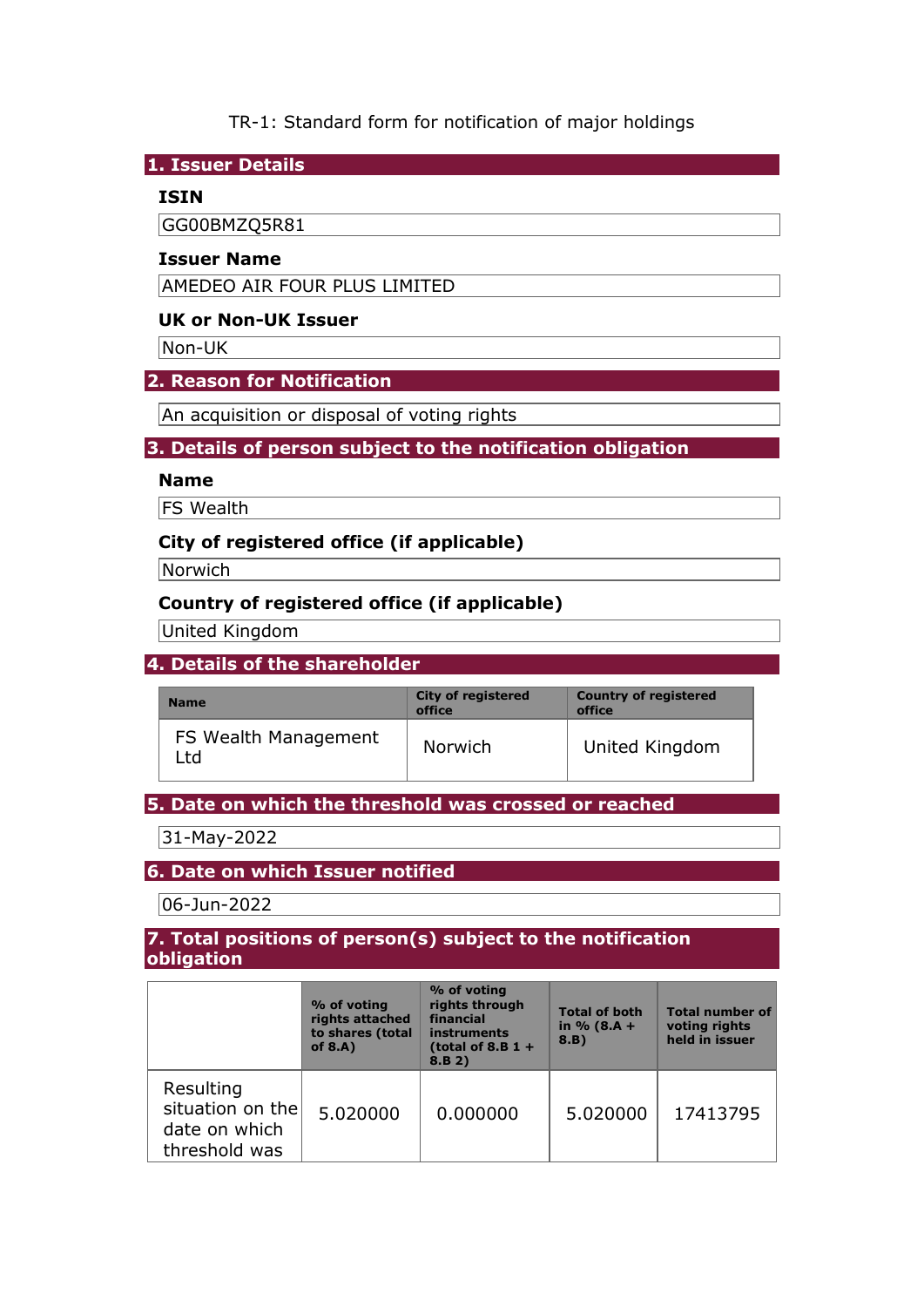TR-1: Standard form for notification of major holdings

## 1. Issuer Details

### ISIN

GG00BMZQ5R81

### Issuer Name

AMEDEO AIR FOUR PLUS LIMITED

### UK or Non-UK Issuer

Non-UK

## 2. Reason for Notification

An acquisition or disposal of voting rights

## 3. Details of person subject to the notification obligation

### Name

FS Wealth

### City of registered office (if applicable)

Norwich

### Country of registered office (if applicable)

United Kingdom

## 4. Details of the shareholder

| Name | City of registered office | Country of registered office |
|---|---|---|
| FS Wealth Management Ltd | Norwich | United Kingdom |

## 5. Date on which the threshold was crossed or reached

31-May-2022

## 6. Date on which Issuer notified

06-Jun-2022

## 7. Total positions of person(s) subject to the notification obligation

| | % of voting rights attached to shares (total of 8.A) | % of voting rights through financial instruments (total of 8.B 1 + 8.B 2) | Total of both in % (8.A + 8.B) | Total number of voting rights held in issuer |
|---|---|---|---|---|
| Resulting situation on the date on which threshold was | 5.020000 | 0.000000 | 5.020000 | 17413795 |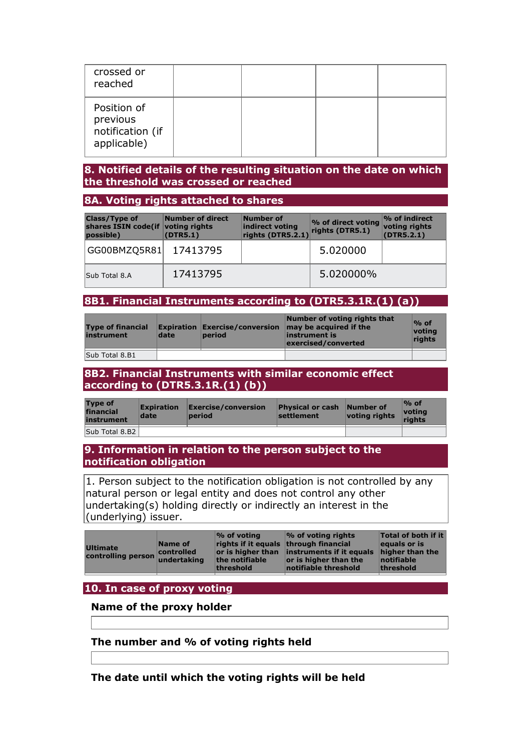| crossed or reached | | | | |
|---|---|---|---|---|
| Position of previous notification (if applicable) | | | | |

## 8. Notified details of the resulting situation on the date on which the threshold was crossed or reached

### 8A. Voting rights attached to shares

| Class/Type of shares ISIN code(if possible) | Number of direct voting rights (DTR5.1) | Number of indirect voting rights (DTR5.2.1) | % of direct voting rights (DTR5.1) | % of indirect voting rights (DTR5.2.1) |
|---|---|---|---|---|
| GG00BMZQ5R81 | 17413795 | | 5.020000 | |
| Sub Total 8.A | 17413795 | | 5.020000% | |

### 8B1. Financial Instruments according to (DTR5.3.1R.(1) (a))

| Type of financial instrument | Expiration date | Exercise/conversion period | Number of voting rights that may be acquired if the instrument is exercised/converted | % of voting rights |
|---|---|---|---|---|
| Sub Total 8.B1 | | | | |

### 8B2. Financial Instruments with similar economic effect according to (DTR5.3.1R.(1) (b))

| Type of financial instrument | Expiration date | Exercise/conversion period | Physical or cash settlement | Number of voting rights | % of voting rights |
|---|---|---|---|---|---|
| Sub Total 8.B2 | | | | | |

## 9. Information in relation to the person subject to the notification obligation

1. Person subject to the notification obligation is not controlled by any natural person or legal entity and does not control any other undertaking(s) holding directly or indirectly an interest in the (underlying) issuer.

| Ultimate controlling person | Name of controlled undertaking | % of voting rights if it equals or is higher than the notifiable threshold | % of voting rights through financial instruments if it equals or is higher than the notifiable threshold | Total of both if it equals or is higher than the notifiable threshold |
|---|---|---|---|---|

## 10. In case of proxy voting

**Name of the proxy holder**

**The number and % of voting rights held**

**The date until which the voting rights will be held**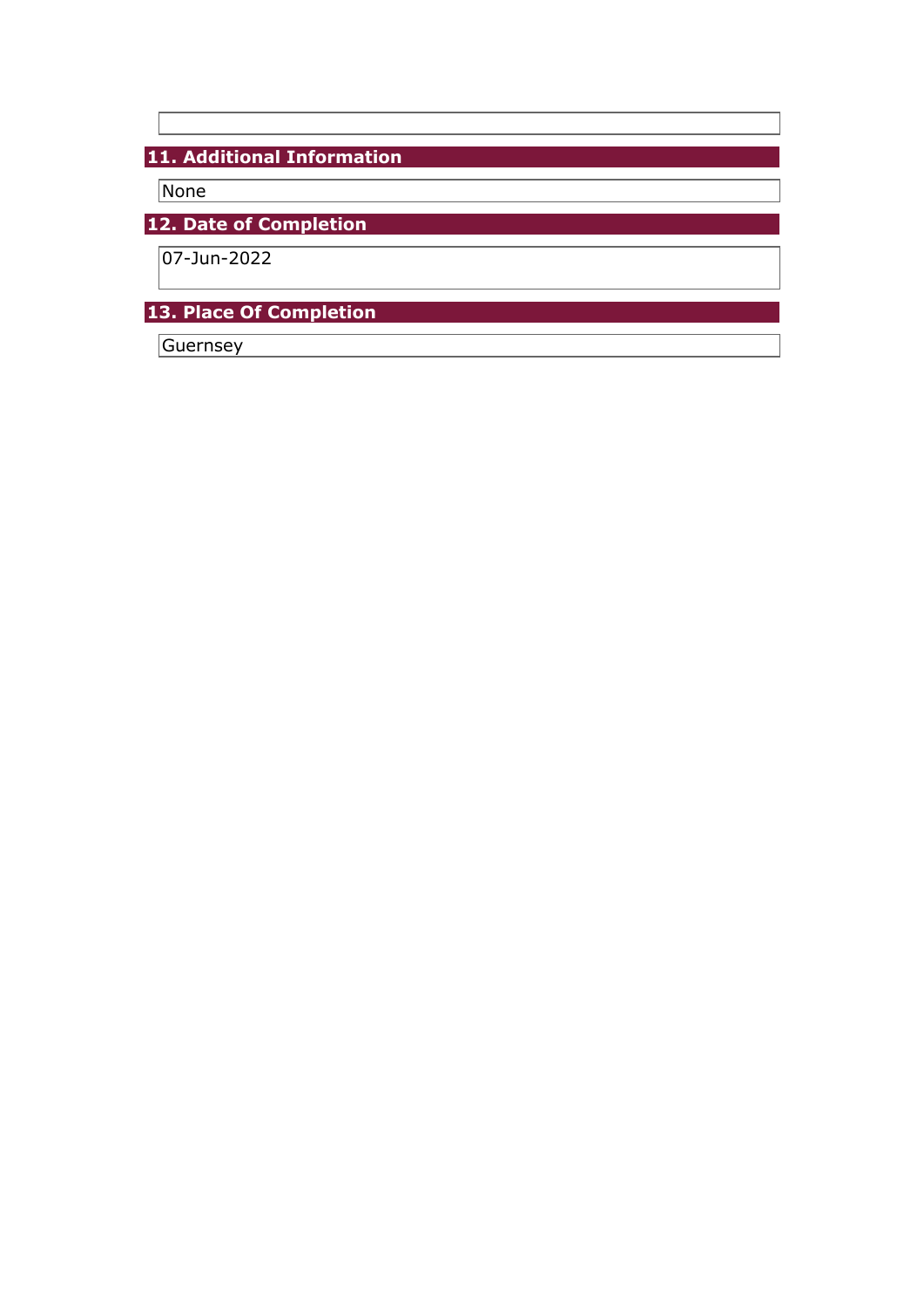## 11. Additional Information

None

## 12. Date of Completion

07-Jun-2022

## 13. Place Of Completion

Guernsey